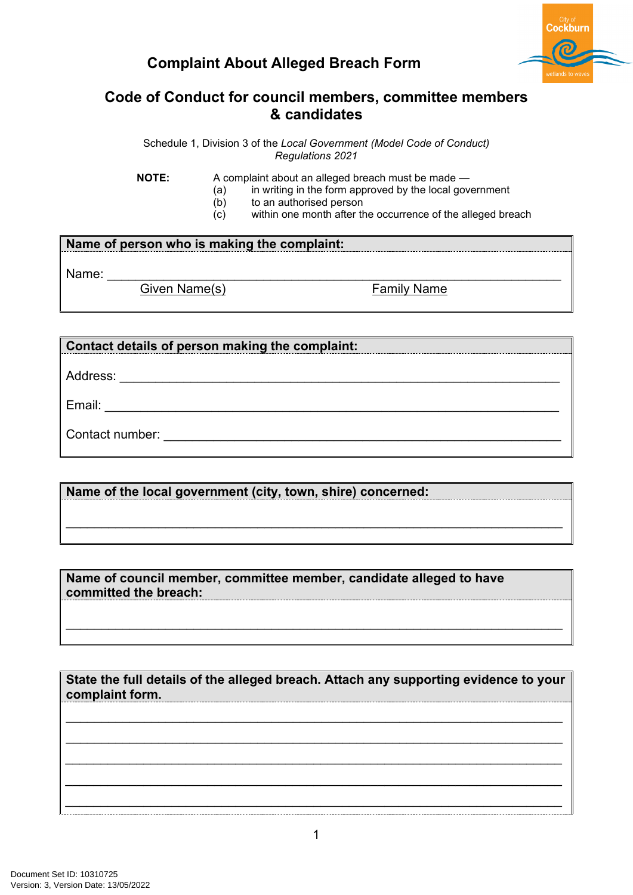# Complaint About Alleged Breach Form

## Code of Conduct for council members, committee members & candidates

Schedule 1, Division 3 of the *Local Government (Model Code of Conduct) Regulations 2021*

**NOTE:** A complaint about an alleged breach must be made —
(a) in writing in the form approved by the local government
(b) to an authorised person
(c) within one month after the occurrence of the alleged breach

| **Name of person who is making the complaint:** |
|---|
| Name: ______________________________________________ |
| Given Name(s) &nbsp;&nbsp;&nbsp;&nbsp;&nbsp;&nbsp;&nbsp;&nbsp; Family Name |

| **Contact details of person making the complaint:** |
|---|
| Address: ______________________________________________ |
| Email: ______________________________________________ |
| Contact number: ______________________________________________ |

| **Name of the local government (city, town, shire) concerned:** |
|---|
| ______________________________________________ |

| **Name of council member, committee member, candidate alleged to have committed the breach:** |
|---|
| ______________________________________________ |

| **State the full details of the alleged breach. Attach any supporting evidence to your complaint form.** |
|---|
| ______________________________________________ |
| ______________________________________________ |
| ______________________________________________ |
| ______________________________________________ |
| ______________________________________________ |

Document Set ID: 10310725
Version: 3, Version Date: 13/05/2022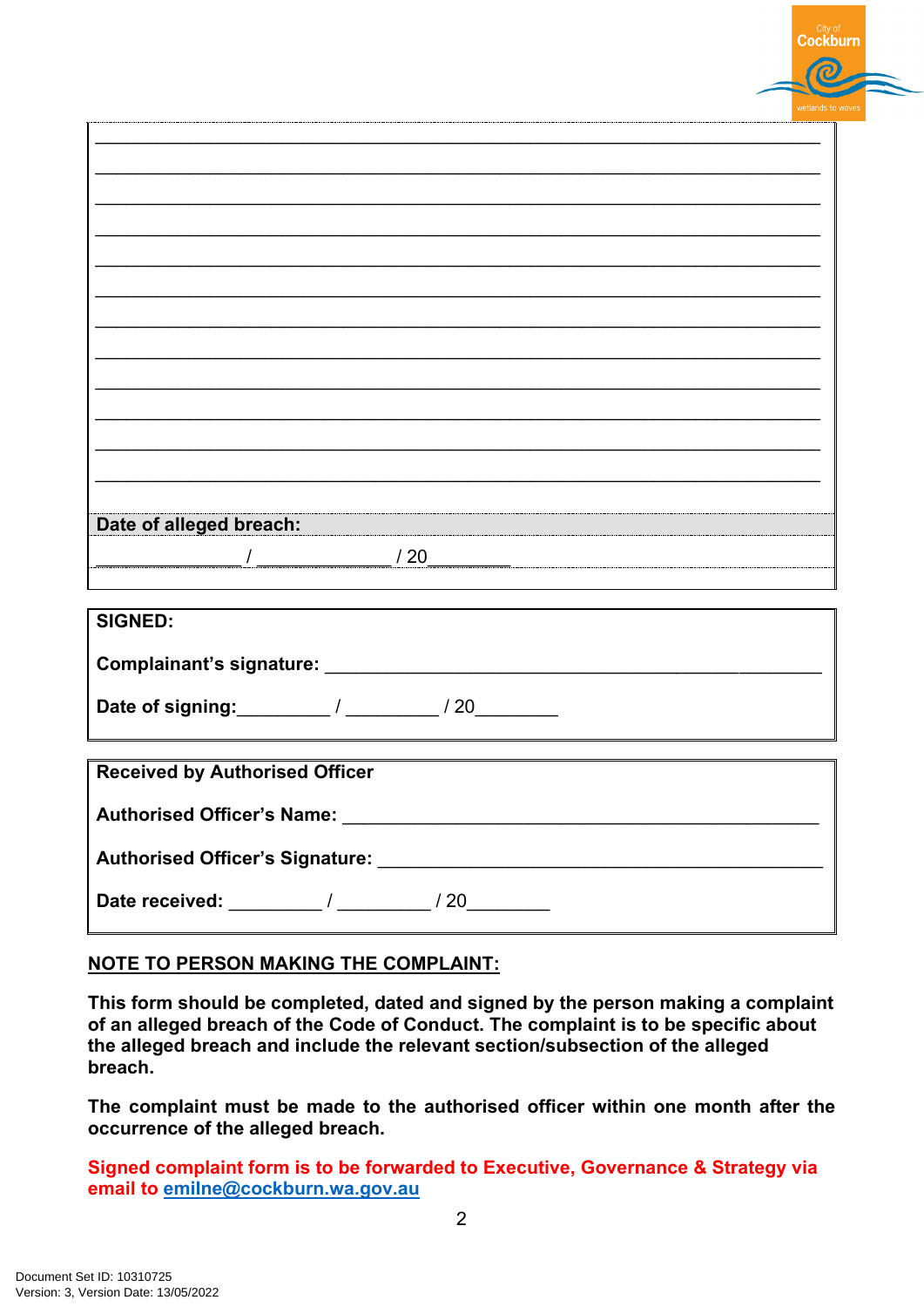\_\_\_\_\_\_\_\_\_\_\_\_\_\_\_\_\_\_\_\_\_\_\_\_\_\_\_\_\_\_\_\_\_\_\_\_\_\_\_\_\_\_\_\_\_\_\_\_\_\_\_\_\_\_\_\_\_\_\_\_\_\_\_\_\_\_\_\_\_\_\_\_\_\_\_\_

\_\_\_\_\_\_\_\_\_\_\_\_\_\_\_\_\_\_\_\_\_\_\_\_\_\_\_\_\_\_\_\_\_\_\_\_\_\_\_\_\_\_\_\_\_\_\_\_\_\_\_\_\_\_\_\_\_\_\_\_\_\_\_\_\_\_\_\_\_\_\_\_\_\_\_\_

\_\_\_\_\_\_\_\_\_\_\_\_\_\_\_\_\_\_\_\_\_\_\_\_\_\_\_\_\_\_\_\_\_\_\_\_\_\_\_\_\_\_\_\_\_\_\_\_\_\_\_\_\_\_\_\_\_\_\_\_\_\_\_\_\_\_\_\_\_\_\_\_\_\_\_\_

\_\_\_\_\_\_\_\_\_\_\_\_\_\_\_\_\_\_\_\_\_\_\_\_\_\_\_\_\_\_\_\_\_\_\_\_\_\_\_\_\_\_\_\_\_\_\_\_\_\_\_\_\_\_\_\_\_\_\_\_\_\_\_\_\_\_\_\_\_\_\_\_\_\_\_\_

\_\_\_\_\_\_\_\_\_\_\_\_\_\_\_\_\_\_\_\_\_\_\_\_\_\_\_\_\_\_\_\_\_\_\_\_\_\_\_\_\_\_\_\_\_\_\_\_\_\_\_\_\_\_\_\_\_\_\_\_\_\_\_\_\_\_\_\_\_\_\_\_\_\_\_\_

\_\_\_\_\_\_\_\_\_\_\_\_\_\_\_\_\_\_\_\_\_\_\_\_\_\_\_\_\_\_\_\_\_\_\_\_\_\_\_\_\_\_\_\_\_\_\_\_\_\_\_\_\_\_\_\_\_\_\_\_\_\_\_\_\_\_\_\_\_\_\_\_\_\_\_\_

\_\_\_\_\_\_\_\_\_\_\_\_\_\_\_\_\_\_\_\_\_\_\_\_\_\_\_\_\_\_\_\_\_\_\_\_\_\_\_\_\_\_\_\_\_\_\_\_\_\_\_\_\_\_\_\_\_\_\_\_\_\_\_\_\_\_\_\_\_\_\_\_\_\_\_\_

\_\_\_\_\_\_\_\_\_\_\_\_\_\_\_\_\_\_\_\_\_\_\_\_\_\_\_\_\_\_\_\_\_\_\_\_\_\_\_\_\_\_\_\_\_\_\_\_\_\_\_\_\_\_\_\_\_\_\_\_\_\_\_\_\_\_\_\_\_\_\_\_\_\_\_\_

\_\_\_\_\_\_\_\_\_\_\_\_\_\_\_\_\_\_\_\_\_\_\_\_\_\_\_\_\_\_\_\_\_\_\_\_\_\_\_\_\_\_\_\_\_\_\_\_\_\_\_\_\_\_\_\_\_\_\_\_\_\_\_\_\_\_\_\_\_\_\_\_\_\_\_\_

\_\_\_\_\_\_\_\_\_\_\_\_\_\_\_\_\_\_\_\_\_\_\_\_\_\_\_\_\_\_\_\_\_\_\_\_\_\_\_\_\_\_\_\_\_\_\_\_\_\_\_\_\_\_\_\_\_\_\_\_\_\_\_\_\_\_\_\_\_\_\_\_\_\_\_\_

\_\_\_\_\_\_\_\_\_\_\_\_\_\_\_\_\_\_\_\_\_\_\_\_\_\_\_\_\_\_\_\_\_\_\_\_\_\_\_\_\_\_\_\_\_\_\_\_\_\_\_\_\_\_\_\_\_\_\_\_\_\_\_\_\_\_\_\_\_\_\_\_\_\_\_\_

\_\_\_\_\_\_\_\_\_\_\_\_\_\_\_\_\_\_\_\_\_\_\_\_\_\_\_\_\_\_\_\_\_\_\_\_\_\_\_\_\_\_\_\_\_\_\_\_\_\_\_\_\_\_\_\_\_\_\_\_\_\_\_\_\_\_\_\_\_\_\_\_\_\_\_\_

**Date of alleged breach:**

\_\_\_\_\_\_\_\_\_\_\_\_\_\_ / \_\_\_\_\_\_\_\_\_\_\_\_\_ / 20\_\_\_\_\_\_\_\_

**SIGNED:**

**Complainant's signature:** \_\_\_\_\_\_\_\_\_\_\_\_\_\_\_\_\_\_\_\_\_\_\_\_\_\_\_\_\_\_\_\_\_\_\_\_\_\_\_\_\_\_\_\_

**Date of signing:**\_\_\_\_\_\_\_\_\_ / \_\_\_\_\_\_\_\_\_ / 20\_\_\_\_\_\_\_\_

**Received by Authorised Officer**

**Authorised Officer's Name:** \_\_\_\_\_\_\_\_\_\_\_\_\_\_\_\_\_\_\_\_\_\_\_\_\_\_\_\_\_\_\_\_\_\_\_\_\_\_\_\_\_\_

**Authorised Officer's Signature:** \_\_\_\_\_\_\_\_\_\_\_\_\_\_\_\_\_\_\_\_\_\_\_\_\_\_\_\_\_\_\_\_\_\_\_\_\_\_\_\_

**Date received:** \_\_\_\_\_\_\_\_\_ / \_\_\_\_\_\_\_\_\_ / 20\_\_\_\_\_\_\_\_

## NOTE TO PERSON MAKING THE COMPLAINT:

**This form should be completed, dated and signed by the person making a complaint of an alleged breach of the Code of Conduct. The complaint is to be specific about the alleged breach and include the relevant section/subsection of the alleged breach.**

**The complaint must be made to the authorised officer within one month after the occurrence of the alleged breach.**

**Signed complaint form is to be forwarded to Executive, Governance & Strategy via email to emilne@cockburn.wa.gov.au**

Document Set ID: 10310725
Version: 3, Version Date: 13/05/2022